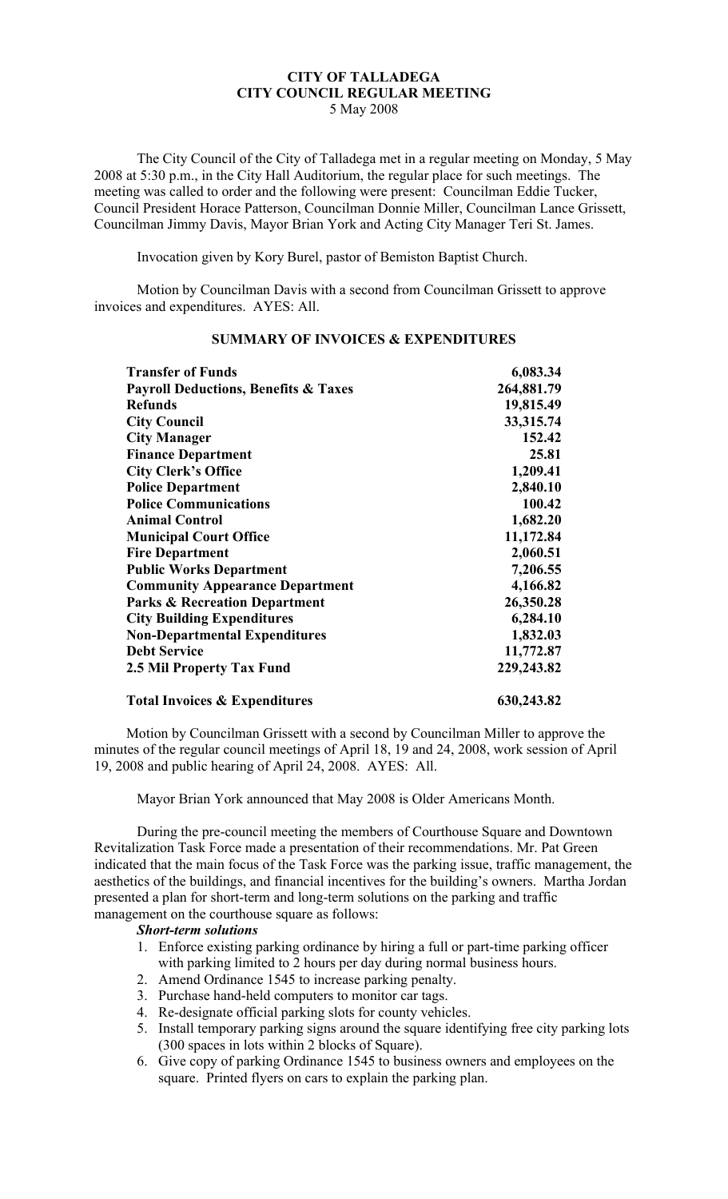# CITY OF TALLADEGA
# CITY COUNCIL REGULAR MEETING
5 May 2008

The City Council of the City of Talladega met in a regular meeting on Monday, 5 May 2008 at 5:30 p.m., in the City Hall Auditorium, the regular place for such meetings. The meeting was called to order and the following were present: Councilman Eddie Tucker, Council President Horace Patterson, Councilman Donnie Miller, Councilman Lance Grissett, Councilman Jimmy Davis, Mayor Brian York and Acting City Manager Teri St. James.

Invocation given by Kory Burel, pastor of Bemiston Baptist Church.

Motion by Councilman Davis with a second from Councilman Grissett to approve invoices and expenditures. AYES: All.

## SUMMARY OF INVOICES & EXPENDITURES

| | |
|---|---|
| **Transfer of Funds** | **6,083.34** |
| **Payroll Deductions, Benefits & Taxes** | **264,881.79** |
| **Refunds** | **19,815.49** |
| **City Council** | **33,315.74** |
| **City Manager** | **152.42** |
| **Finance Department** | **25.81** |
| **City Clerk's Office** | **1,209.41** |
| **Police Department** | **2,840.10** |
| **Police Communications** | **100.42** |
| **Animal Control** | **1,682.20** |
| **Municipal Court Office** | **11,172.84** |
| **Fire Department** | **2,060.51** |
| **Public Works Department** | **7,206.55** |
| **Community Appearance Department** | **4,166.82** |
| **Parks & Recreation Department** | **26,350.28** |
| **City Building Expenditures** | **6,284.10** |
| **Non-Departmental Expenditures** | **1,832.03** |
| **Debt Service** | **11,772.87** |
| **2.5 Mil Property Tax Fund** | **229,243.82** |
| **Total Invoices & Expenditures** | **630,243.82** |

Motion by Councilman Grissett with a second by Councilman Miller to approve the minutes of the regular council meetings of April 18, 19 and 24, 2008, work session of April 19, 2008 and public hearing of April 24, 2008. AYES: All.

Mayor Brian York announced that May 2008 is Older Americans Month.

During the pre-council meeting the members of Courthouse Square and Downtown Revitalization Task Force made a presentation of their recommendations. Mr. Pat Green indicated that the main focus of the Task Force was the parking issue, traffic management, the aesthetics of the buildings, and financial incentives for the building's owners. Martha Jordan presented a plan for short-term and long-term solutions on the parking and traffic management on the courthouse square as follows:

***Short-term solutions***

1. Enforce existing parking ordinance by hiring a full or part-time parking officer with parking limited to 2 hours per day during normal business hours.
2. Amend Ordinance 1545 to increase parking penalty.
3. Purchase hand-held computers to monitor car tags.
4. Re-designate official parking slots for county vehicles.
5. Install temporary parking signs around the square identifying free city parking lots (300 spaces in lots within 2 blocks of Square).
6. Give copy of parking Ordinance 1545 to business owners and employees on the square. Printed flyers on cars to explain the parking plan.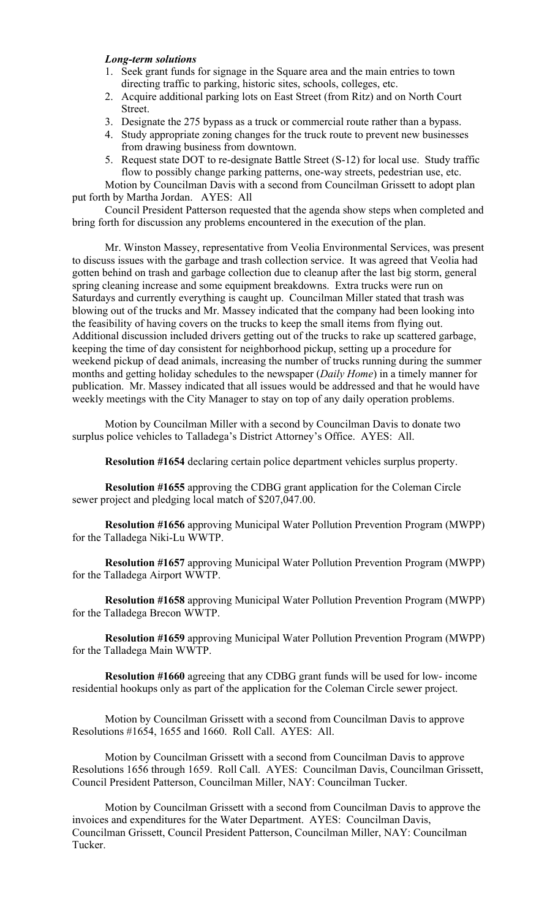***Long-term solutions***

1. Seek grant funds for signage in the Square area and the main entries to town directing traffic to parking, historic sites, schools, colleges, etc.
2. Acquire additional parking lots on East Street (from Ritz) and on North Court Street.
3. Designate the 275 bypass as a truck or commercial route rather than a bypass.
4. Study appropriate zoning changes for the truck route to prevent new businesses from drawing business from downtown.
5. Request state DOT to re-designate Battle Street (S-12) for local use. Study traffic flow to possibly change parking patterns, one-way streets, pedestrian use, etc.

Motion by Councilman Davis with a second from Councilman Grissett to adopt plan put forth by Martha Jordan. AYES: All

Council President Patterson requested that the agenda show steps when completed and bring forth for discussion any problems encountered in the execution of the plan.

Mr. Winston Massey, representative from Veolia Environmental Services, was present to discuss issues with the garbage and trash collection service. It was agreed that Veolia had gotten behind on trash and garbage collection due to cleanup after the last big storm, general spring cleaning increase and some equipment breakdowns. Extra trucks were run on Saturdays and currently everything is caught up. Councilman Miller stated that trash was blowing out of the trucks and Mr. Massey indicated that the company had been looking into the feasibility of having covers on the trucks to keep the small items from flying out. Additional discussion included drivers getting out of the trucks to rake up scattered garbage, keeping the time of day consistent for neighborhood pickup, setting up a procedure for weekend pickup of dead animals, increasing the number of trucks running during the summer months and getting holiday schedules to the newspaper (*Daily Home*) in a timely manner for publication. Mr. Massey indicated that all issues would be addressed and that he would have weekly meetings with the City Manager to stay on top of any daily operation problems.

Motion by Councilman Miller with a second by Councilman Davis to donate two surplus police vehicles to Talladega's District Attorney's Office. AYES: All.

**Resolution #1654** declaring certain police department vehicles surplus property.

**Resolution #1655** approving the CDBG grant application for the Coleman Circle sewer project and pledging local match of $207,047.00.

**Resolution #1656** approving Municipal Water Pollution Prevention Program (MWPP) for the Talladega Niki-Lu WWTP.

**Resolution #1657** approving Municipal Water Pollution Prevention Program (MWPP) for the Talladega Airport WWTP.

**Resolution #1658** approving Municipal Water Pollution Prevention Program (MWPP) for the Talladega Brecon WWTP.

**Resolution #1659** approving Municipal Water Pollution Prevention Program (MWPP) for the Talladega Main WWTP.

**Resolution #1660** agreeing that any CDBG grant funds will be used for low- income residential hookups only as part of the application for the Coleman Circle sewer project.

Motion by Councilman Grissett with a second from Councilman Davis to approve Resolutions #1654, 1655 and 1660. Roll Call. AYES: All.

Motion by Councilman Grissett with a second from Councilman Davis to approve Resolutions 1656 through 1659. Roll Call. AYES: Councilman Davis, Councilman Grissett, Council President Patterson, Councilman Miller, NAY: Councilman Tucker.

Motion by Councilman Grissett with a second from Councilman Davis to approve the invoices and expenditures for the Water Department. AYES: Councilman Davis, Councilman Grissett, Council President Patterson, Councilman Miller, NAY: Councilman Tucker.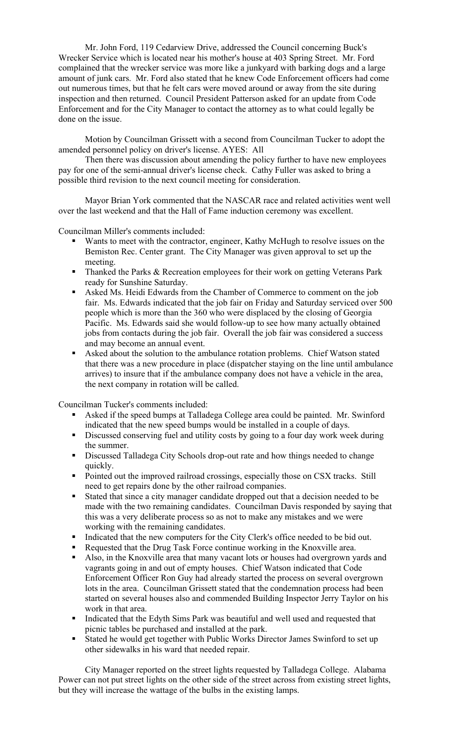Mr. John Ford, 119 Cedarview Drive, addressed the Council concerning Buck's Wrecker Service which is located near his mother's house at 403 Spring Street. Mr. Ford complained that the wrecker service was more like a junkyard with barking dogs and a large amount of junk cars. Mr. Ford also stated that he knew Code Enforcement officers had come out numerous times, but that he felt cars were moved around or away from the site during inspection and then returned. Council President Patterson asked for an update from Code Enforcement and for the City Manager to contact the attorney as to what could legally be done on the issue.

Motion by Councilman Grissett with a second from Councilman Tucker to adopt the amended personnel policy on driver's license. AYES: All

Then there was discussion about amending the policy further to have new employees pay for one of the semi-annual driver's license check. Cathy Fuller was asked to bring a possible third revision to the next council meeting for consideration.

Mayor Brian York commented that the NASCAR race and related activities went well over the last weekend and that the Hall of Fame induction ceremony was excellent.

Councilman Miller's comments included:

- Wants to meet with the contractor, engineer, Kathy McHugh to resolve issues on the Bemiston Rec. Center grant. The City Manager was given approval to set up the meeting.
- Thanked the Parks & Recreation employees for their work on getting Veterans Park ready for Sunshine Saturday.
- Asked Ms. Heidi Edwards from the Chamber of Commerce to comment on the job fair. Ms. Edwards indicated that the job fair on Friday and Saturday serviced over 500 people which is more than the 360 who were displaced by the closing of Georgia Pacific. Ms. Edwards said she would follow-up to see how many actually obtained jobs from contacts during the job fair. Overall the job fair was considered a success and may become an annual event.
- Asked about the solution to the ambulance rotation problems. Chief Watson stated that there was a new procedure in place (dispatcher staying on the line until ambulance arrives) to insure that if the ambulance company does not have a vehicle in the area, the next company in rotation will be called.

Councilman Tucker's comments included:

- Asked if the speed bumps at Talladega College area could be painted. Mr. Swinford indicated that the new speed bumps would be installed in a couple of days.
- Discussed conserving fuel and utility costs by going to a four day work week during the summer.
- Discussed Talladega City Schools drop-out rate and how things needed to change quickly.
- Pointed out the improved railroad crossings, especially those on CSX tracks. Still need to get repairs done by the other railroad companies.
- Stated that since a city manager candidate dropped out that a decision needed to be made with the two remaining candidates. Councilman Davis responded by saying that this was a very deliberate process so as not to make any mistakes and we were working with the remaining candidates.
- Indicated that the new computers for the City Clerk's office needed to be bid out.
- Requested that the Drug Task Force continue working in the Knoxville area.
- Also, in the Knoxville area that many vacant lots or houses had overgrown yards and vagrants going in and out of empty houses. Chief Watson indicated that Code Enforcement Officer Ron Guy had already started the process on several overgrown lots in the area. Councilman Grissett stated that the condemnation process had been started on several houses also and commended Building Inspector Jerry Taylor on his work in that area.
- Indicated that the Edyth Sims Park was beautiful and well used and requested that picnic tables be purchased and installed at the park.
- Stated he would get together with Public Works Director James Swinford to set up other sidewalks in his ward that needed repair.

City Manager reported on the street lights requested by Talladega College. Alabama Power can not put street lights on the other side of the street across from existing street lights, but they will increase the wattage of the bulbs in the existing lamps.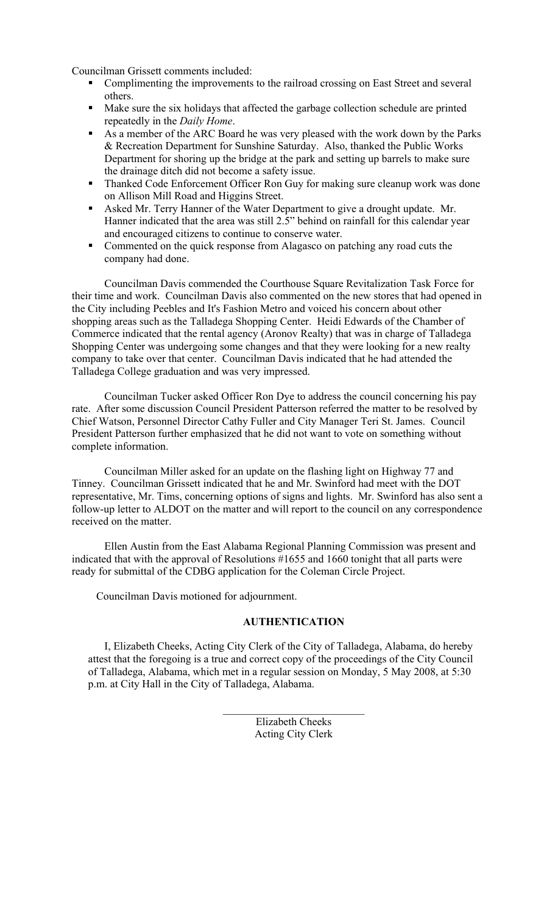Councilman Grissett comments included:

- Complimenting the improvements to the railroad crossing on East Street and several others.
- Make sure the six holidays that affected the garbage collection schedule are printed repeatedly in the *Daily Home*.
- As a member of the ARC Board he was very pleased with the work down by the Parks & Recreation Department for Sunshine Saturday. Also, thanked the Public Works Department for shoring up the bridge at the park and setting up barrels to make sure the drainage ditch did not become a safety issue.
- Thanked Code Enforcement Officer Ron Guy for making sure cleanup work was done on Allison Mill Road and Higgins Street.
- Asked Mr. Terry Hanner of the Water Department to give a drought update. Mr. Hanner indicated that the area was still 2.5" behind on rainfall for this calendar year and encouraged citizens to continue to conserve water.
- Commented on the quick response from Alagasco on patching any road cuts the company had done.

Councilman Davis commended the Courthouse Square Revitalization Task Force for their time and work. Councilman Davis also commented on the new stores that had opened in the City including Peebles and It's Fashion Metro and voiced his concern about other shopping areas such as the Talladega Shopping Center. Heidi Edwards of the Chamber of Commerce indicated that the rental agency (Aronov Realty) that was in charge of Talladega Shopping Center was undergoing some changes and that they were looking for a new realty company to take over that center. Councilman Davis indicated that he had attended the Talladega College graduation and was very impressed.

Councilman Tucker asked Officer Ron Dye to address the council concerning his pay rate. After some discussion Council President Patterson referred the matter to be resolved by Chief Watson, Personnel Director Cathy Fuller and City Manager Teri St. James. Council President Patterson further emphasized that he did not want to vote on something without complete information.

Councilman Miller asked for an update on the flashing light on Highway 77 and Tinney. Councilman Grissett indicated that he and Mr. Swinford had meet with the DOT representative, Mr. Tims, concerning options of signs and lights. Mr. Swinford has also sent a follow-up letter to ALDOT on the matter and will report to the council on any correspondence received on the matter.

Ellen Austin from the East Alabama Regional Planning Commission was present and indicated that with the approval of Resolutions #1655 and 1660 tonight that all parts were ready for submittal of the CDBG application for the Coleman Circle Project.

Councilman Davis motioned for adjournment.

**AUTHENTICATION**

I, Elizabeth Cheeks, Acting City Clerk of the City of Talladega, Alabama, do hereby attest that the foregoing is a true and correct copy of the proceedings of the City Council of Talladega, Alabama, which met in a regular session on Monday, 5 May 2008, at 5:30 p.m. at City Hall in the City of Talladega, Alabama.

\_\_\_\_\_\_\_\_\_\_\_\_\_\_\_\_\_\_\_\_\_\_\_\_\_\_

Elizabeth Cheeks
Acting City Clerk